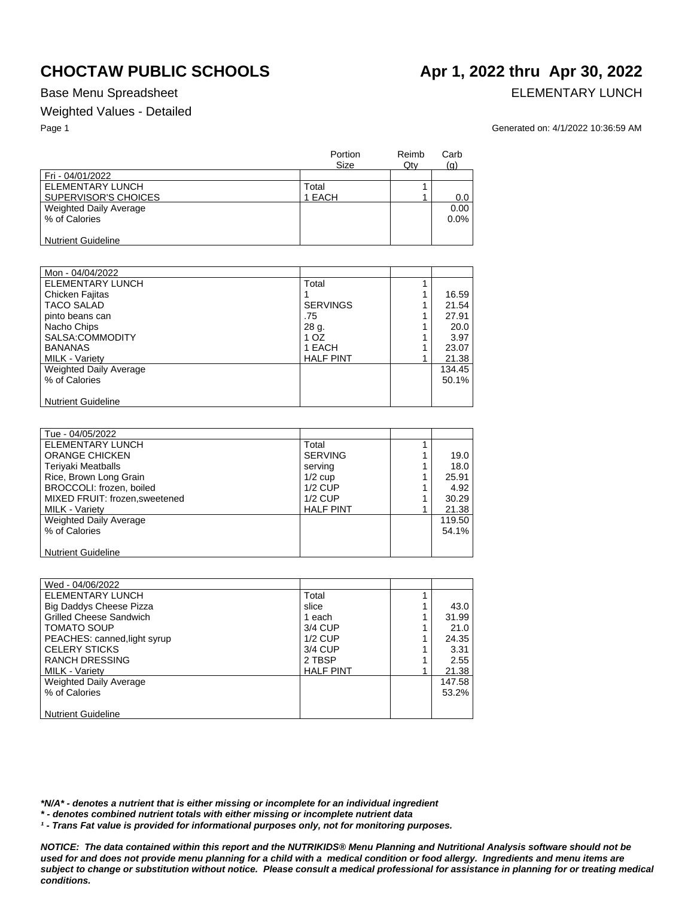# CHOCTAW PUBLIC SCHOOLS

## Apr 1, 2022 thru Apr 30, 2022

Base Menu Spreadsheet

ELEMENTARY LUNCH

Weighted Values - Detailed

Generated on: 4/1/2022 10:36:59 AM

| | Portion Size | Reimb Qty | Carb (g) |
|---|---|---|---|
| Fri - 04/01/2022 | | | |
| ELEMENTARY LUNCH | Total | 1 | |
| SUPERVISOR'S CHOICES | 1 EACH | 1 | 0.0 |
| Weighted Daily Average | | | 0.00 |
| % of Calories | | | 0.0% |
| Nutrient Guideline | | | |

| | Portion Size | Reimb Qty | Carb (g) |
|---|---|---|---|
| Mon - 04/04/2022 | | | |
| ELEMENTARY LUNCH | Total | 1 | |
| Chicken Fajitas | 1 | 1 | 16.59 |
| TACO SALAD | SERVINGS | 1 | 21.54 |
| pinto beans can | .75 | 1 | 27.91 |
| Nacho Chips | 28 g. | 1 | 20.0 |
| SALSA:COMMODITY | 1 OZ | 1 | 3.97 |
| BANANAS | 1 EACH | 1 | 23.07 |
| MILK - Variety | HALF PINT | 1 | 21.38 |
| Weighted Daily Average | | | 134.45 |
| % of Calories | | | 50.1% |
| Nutrient Guideline | | | |

| | Portion Size | Reimb Qty | Carb (g) |
|---|---|---|---|
| Tue - 04/05/2022 | | | |
| ELEMENTARY LUNCH | Total | 1 | |
| ORANGE CHICKEN | SERVING | 1 | 19.0 |
| Teriyaki Meatballs | serving | 1 | 18.0 |
| Rice, Brown Long Grain | 1/2 cup | 1 | 25.91 |
| BROCCOLI: frozen, boiled | 1/2 CUP | 1 | 4.92 |
| MIXED FRUIT: frozen,sweetened | 1/2 CUP | 1 | 30.29 |
| MILK - Variety | HALF PINT | 1 | 21.38 |
| Weighted Daily Average | | | 119.50 |
| % of Calories | | | 54.1% |
| Nutrient Guideline | | | |

| | Portion Size | Reimb Qty | Carb (g) |
|---|---|---|---|
| Wed - 04/06/2022 | | | |
| ELEMENTARY LUNCH | Total | 1 | |
| Big Daddys Cheese Pizza | slice | 1 | 43.0 |
| Grilled Cheese Sandwich | 1 each | 1 | 31.99 |
| TOMATO SOUP | 3/4 CUP | 1 | 21.0 |
| PEACHES: canned,light syrup | 1/2 CUP | 1 | 24.35 |
| CELERY STICKS | 3/4 CUP | 1 | 3.31 |
| RANCH DRESSING | 2 TBSP | 1 | 2.55 |
| MILK - Variety | HALF PINT | 1 | 21.38 |
| Weighted Daily Average | | | 147.58 |
| % of Calories | | | 53.2% |
| Nutrient Guideline | | | |

***N/A* - denotes a nutrient that is either missing or incomplete for an individual ingredient**

***\* - denotes combined nutrient totals with either missing or incomplete nutrient data***

***¹ - Trans Fat value is provided for informational purposes only, not for monitoring purposes.***

***NOTICE: The data contained within this report and the NUTRIKIDS® Menu Planning and Nutritional Analysis software should not be used for and does not provide menu planning for a child with a medical condition or food allergy. Ingredients and menu items are subject to change or substitution without notice. Please consult a medical professional for assistance in planning for or treating medical conditions.***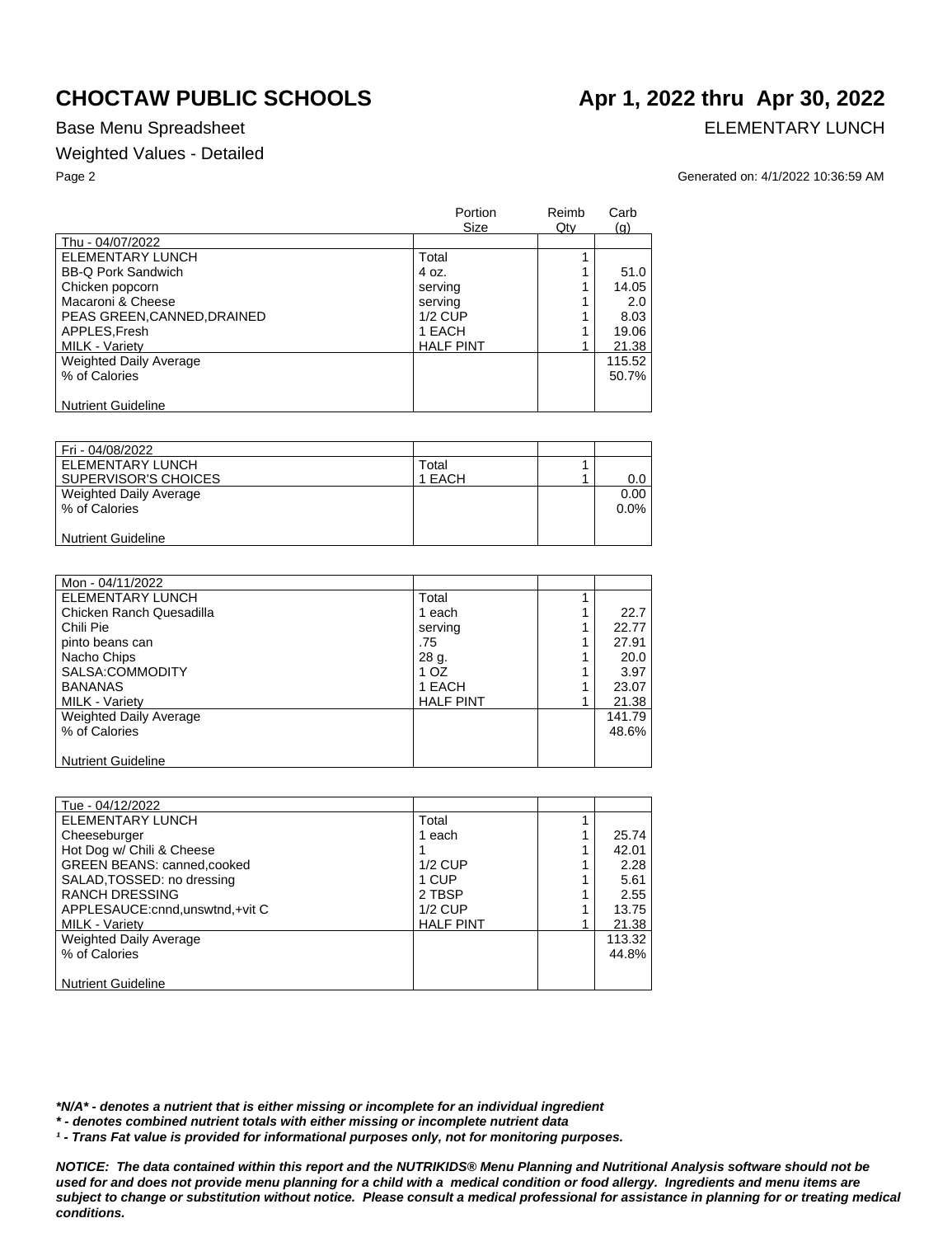# CHOCTAW PUBLIC SCHOOLS

## Apr 1, 2022 thru Apr 30, 2022

Base Menu Spreadsheet

ELEMENTARY LUNCH

Weighted Values - Detailed

Generated on: 4/1/2022 10:36:59 AM

| | Portion Size | Reimb Qty | Carb (g) |
|---|---|---|---|
| Thu - 04/07/2022 | | | |
| ELEMENTARY LUNCH | Total | 1 | |
| BB-Q Pork Sandwich | 4 oz. | 1 | 51.0 |
| Chicken popcorn | serving | 1 | 14.05 |
| Macaroni & Cheese | serving | 1 | 2.0 |
| PEAS GREEN,CANNED,DRAINED | 1/2 CUP | 1 | 8.03 |
| APPLES,Fresh | 1 EACH | 1 | 19.06 |
| MILK - Variety | HALF PINT | 1 | 21.38 |
| Weighted Daily Average | | | 115.52 |
| % of Calories | | | 50.7% |
| Nutrient Guideline | | | |

| | Portion Size | Reimb Qty | Carb (g) |
|---|---|---|---|
| Fri - 04/08/2022 | | | |
| ELEMENTARY LUNCH | Total | 1 | |
| SUPERVISOR'S CHOICES | 1 EACH | 1 | 0.0 |
| Weighted Daily Average | | | 0.00 |
| % of Calories | | | 0.0% |
| Nutrient Guideline | | | |

| | Portion Size | Reimb Qty | Carb (g) |
|---|---|---|---|
| Mon - 04/11/2022 | | | |
| ELEMENTARY LUNCH | Total | 1 | |
| Chicken Ranch Quesadilla | 1 each | 1 | 22.7 |
| Chili Pie | serving | 1 | 22.77 |
| pinto beans can | .75 | 1 | 27.91 |
| Nacho Chips | 28 g. | 1 | 20.0 |
| SALSA:COMMODITY | 1 OZ | 1 | 3.97 |
| BANANAS | 1 EACH | 1 | 23.07 |
| MILK - Variety | HALF PINT | 1 | 21.38 |
| Weighted Daily Average | | | 141.79 |
| % of Calories | | | 48.6% |
| Nutrient Guideline | | | |

| | Portion Size | Reimb Qty | Carb (g) |
|---|---|---|---|
| Tue - 04/12/2022 | | | |
| ELEMENTARY LUNCH | Total | 1 | |
| Cheeseburger | 1 each | 1 | 25.74 |
| Hot Dog w/ Chili & Cheese | 1 | 1 | 42.01 |
| GREEN BEANS: canned,cooked | 1/2 CUP | 1 | 2.28 |
| SALAD,TOSSED: no dressing | 1 CUP | 1 | 5.61 |
| RANCH DRESSING | 2 TBSP | 1 | 2.55 |
| APPLESAUCE:cnnd,unswtnd,+vit C | 1/2 CUP | 1 | 13.75 |
| MILK - Variety | HALF PINT | 1 | 21.38 |
| Weighted Daily Average | | | 113.32 |
| % of Calories | | | 44.8% |
| Nutrient Guideline | | | |

***N/A* - denotes a nutrient that is either missing or incomplete for an individual ingredient**

***** - denotes combined nutrient totals with either missing or incomplete nutrient data**

***¹ - Trans Fat value is provided for informational purposes only, not for monitoring purposes.***

***NOTICE: The data contained within this report and the NUTRIKIDS® Menu Planning and Nutritional Analysis software should not be used for and does not provide menu planning for a child with a medical condition or food allergy. Ingredients and menu items are subject to change or substitution without notice. Please consult a medical professional for assistance in planning for or treating medical conditions.***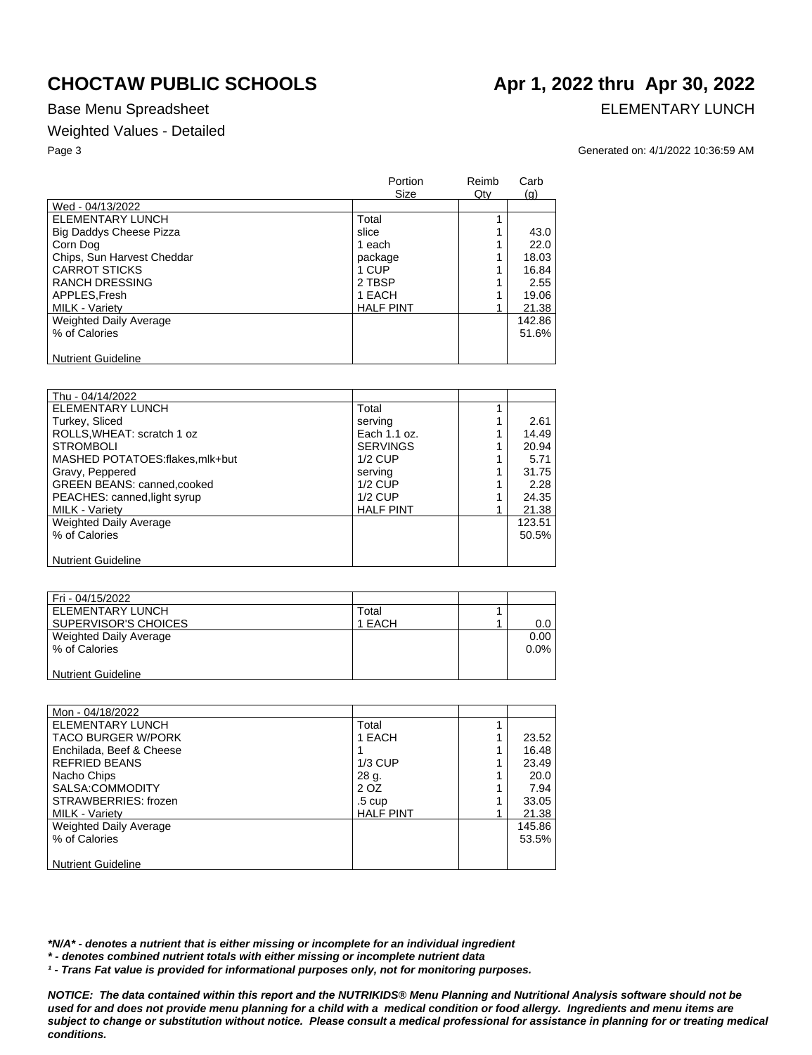# CHOCTAW PUBLIC SCHOOLS

## Apr 1, 2022 thru Apr 30, 2022

Base Menu Spreadsheet

ELEMENTARY LUNCH

Weighted Values - Detailed

Generated on: 4/1/2022 10:36:59 AM

| | Portion Size | Reimb Qty | Carb (g) |
|---|---|---|---|
| Wed - 04/13/2022 | | | |
| ELEMENTARY LUNCH | Total | 1 | |
| Big Daddys Cheese Pizza | slice | 1 | 43.0 |
| Corn Dog | 1 each | 1 | 22.0 |
| Chips, Sun Harvest Cheddar | package | 1 | 18.03 |
| CARROT STICKS | 1 CUP | 1 | 16.84 |
| RANCH DRESSING | 2 TBSP | 1 | 2.55 |
| APPLES,Fresh | 1 EACH | 1 | 19.06 |
| MILK - Variety | HALF PINT | 1 | 21.38 |
| Weighted Daily Average | | | 142.86 |
| % of Calories | | | 51.6% |
| Nutrient Guideline | | | |

| | Portion Size | Reimb Qty | Carb (g) |
|---|---|---|---|
| Thu - 04/14/2022 | | | |
| ELEMENTARY LUNCH | Total | 1 | |
| Turkey, Sliced | serving | 1 | 2.61 |
| ROLLS,WHEAT: scratch 1 oz | Each 1.1 oz. | 1 | 14.49 |
| STROMBOLI | SERVINGS | 1 | 20.94 |
| MASHED POTATOES:flakes,mlk+but | 1/2 CUP | 1 | 5.71 |
| Gravy, Peppered | serving | 1 | 31.75 |
| GREEN BEANS: canned,cooked | 1/2 CUP | 1 | 2.28 |
| PEACHES: canned,light syrup | 1/2 CUP | 1 | 24.35 |
| MILK - Variety | HALF PINT | 1 | 21.38 |
| Weighted Daily Average | | | 123.51 |
| % of Calories | | | 50.5% |
| Nutrient Guideline | | | |

| | Portion Size | Reimb Qty | Carb (g) |
|---|---|---|---|
| Fri - 04/15/2022 | | | |
| ELEMENTARY LUNCH | Total | 1 | |
| SUPERVISOR'S CHOICES | 1 EACH | 1 | 0.0 |
| Weighted Daily Average | | | 0.00 |
| % of Calories | | | 0.0% |
| Nutrient Guideline | | | |

| | Portion Size | Reimb Qty | Carb (g) |
|---|---|---|---|
| Mon - 04/18/2022 | | | |
| ELEMENTARY LUNCH | Total | 1 | |
| TACO BURGER W/PORK | 1 EACH | 1 | 23.52 |
| Enchilada, Beef & Cheese | 1 | 1 | 16.48 |
| REFRIED BEANS | 1/3 CUP | 1 | 23.49 |
| Nacho Chips | 28 g. | 1 | 20.0 |
| SALSA:COMMODITY | 2 OZ | 1 | 7.94 |
| STRAWBERRIES: frozen | .5 cup | 1 | 33.05 |
| MILK - Variety | HALF PINT | 1 | 21.38 |
| Weighted Daily Average | | | 145.86 |
| % of Calories | | | 53.5% |
| Nutrient Guideline | | | |

***N/A* - denotes a nutrient that is either missing or incomplete for an individual ingredient**

*** - denotes combined nutrient totals with either missing or incomplete nutrient data**

***¹ - Trans Fat value is provided for informational purposes only, not for monitoring purposes.***

***NOTICE: The data contained within this report and the NUTRIKIDS® Menu Planning and Nutritional Analysis software should not be used for and does not provide menu planning for a child with a medical condition or food allergy. Ingredients and menu items are subject to change or substitution without notice. Please consult a medical professional for assistance in planning for or treating medical conditions.***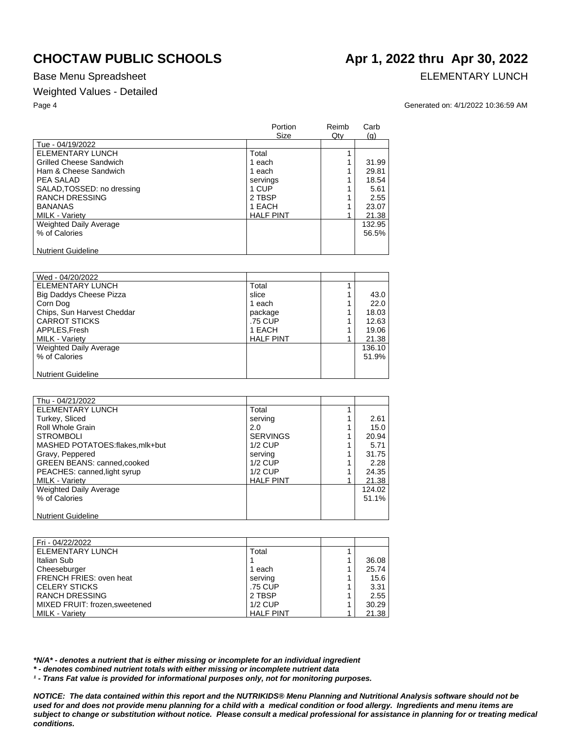# CHOCTAW PUBLIC SCHOOLS

# Apr 1, 2022 thru Apr 30, 2022

Base Menu Spreadsheet

ELEMENTARY LUNCH

Weighted Values - Detailed

Generated on: 4/1/2022 10:36:59 AM

| | Portion Size | Reimb Qty | Carb (g) |
|---|---|---|---|
| Tue - 04/19/2022 | | | |
| ELEMENTARY LUNCH | Total | 1 | |
| Grilled Cheese Sandwich | 1 each | 1 | 31.99 |
| Ham & Cheese Sandwich | 1 each | 1 | 29.81 |
| PEA SALAD | servings | 1 | 18.54 |
| SALAD,TOSSED: no dressing | 1 CUP | 1 | 5.61 |
| RANCH DRESSING | 2 TBSP | 1 | 2.55 |
| BANANAS | 1 EACH | 1 | 23.07 |
| MILK - Variety | HALF PINT | 1 | 21.38 |
| Weighted Daily Average | | | 132.95 |
| % of Calories | | | 56.5% |
| Nutrient Guideline | | | |

| | Portion Size | Reimb Qty | Carb (g) |
|---|---|---|---|
| Wed - 04/20/2022 | | | |
| ELEMENTARY LUNCH | Total | 1 | |
| Big Daddys Cheese Pizza | slice | 1 | 43.0 |
| Corn Dog | 1 each | 1 | 22.0 |
| Chips, Sun Harvest Cheddar | package | 1 | 18.03 |
| CARROT STICKS | .75 CUP | 1 | 12.63 |
| APPLES,Fresh | 1 EACH | 1 | 19.06 |
| MILK - Variety | HALF PINT | 1 | 21.38 |
| Weighted Daily Average | | | 136.10 |
| % of Calories | | | 51.9% |
| Nutrient Guideline | | | |

| | Portion Size | Reimb Qty | Carb (g) |
|---|---|---|---|
| Thu - 04/21/2022 | | | |
| ELEMENTARY LUNCH | Total | 1 | |
| Turkey, Sliced | serving | 1 | 2.61 |
| Roll Whole Grain | 2.0 | 1 | 15.0 |
| STROMBOLI | SERVINGS | 1 | 20.94 |
| MASHED POTATOES:flakes,mlk+but | 1/2 CUP | 1 | 5.71 |
| Gravy, Peppered | serving | 1 | 31.75 |
| GREEN BEANS: canned,cooked | 1/2 CUP | 1 | 2.28 |
| PEACHES: canned,light syrup | 1/2 CUP | 1 | 24.35 |
| MILK - Variety | HALF PINT | 1 | 21.38 |
| Weighted Daily Average | | | 124.02 |
| % of Calories | | | 51.1% |
| Nutrient Guideline | | | |

| | Portion Size | Reimb Qty | Carb (g) |
|---|---|---|---|
| Fri - 04/22/2022 | | | |
| ELEMENTARY LUNCH | Total | 1 | |
| Italian Sub | 1 | 1 | 36.08 |
| Cheeseburger | 1 each | 1 | 25.74 |
| FRENCH FRIES: oven heat | serving | 1 | 15.6 |
| CELERY STICKS | .75 CUP | 1 | 3.31 |
| RANCH DRESSING | 2 TBSP | 1 | 2.55 |
| MIXED FRUIT: frozen,sweetened | 1/2 CUP | 1 | 30.29 |
| MILK - Variety | HALF PINT | 1 | 21.38 |

***N/A* - denotes a nutrient that is either missing or incomplete for an individual ingredient**

*** - denotes combined nutrient totals with either missing or incomplete nutrient data**

***¹ - Trans Fat value is provided for informational purposes only, not for monitoring purposes.***

***NOTICE: The data contained within this report and the NUTRIKIDS® Menu Planning and Nutritional Analysis software should not be used for and does not provide menu planning for a child with a medical condition or food allergy. Ingredients and menu items are subject to change or substitution without notice. Please consult a medical professional for assistance in planning for or treating medical conditions.***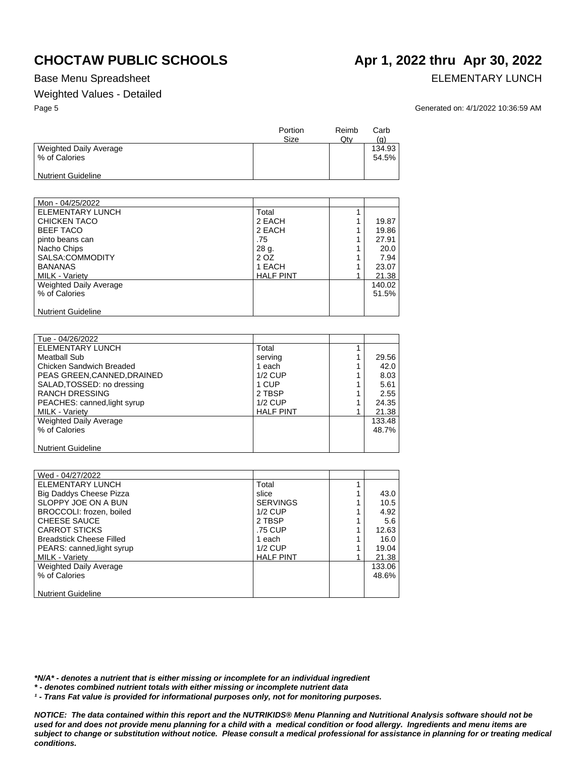# CHOCTAW PUBLIC SCHOOLS

**Apr 1, 2022 thru Apr 30, 2022**

Base Menu Spreadsheet

ELEMENTARY LUNCH

Weighted Values - Detailed

Generated on: 4/1/2022 10:36:59 AM

| | Portion Size | Reimb Qty | Carb (g) |
|---|---|---|---|
| Weighted Daily Average | | | 134.93 |
| % of Calories | | | 54.5% |
| Nutrient Guideline | | | |

| Mon - 04/25/2022 | | | |
|---|---|---|---|
| ELEMENTARY LUNCH | Total | 1 | |
| CHICKEN TACO | 2 EACH | 1 | 19.87 |
| BEEF TACO | 2 EACH | 1 | 19.86 |
| pinto beans can | .75 | 1 | 27.91 |
| Nacho Chips | 28 g. | 1 | 20.0 |
| SALSA:COMMODITY | 2 OZ | 1 | 7.94 |
| BANANAS | 1 EACH | 1 | 23.07 |
| MILK - Variety | HALF PINT | 1 | 21.38 |
| Weighted Daily Average | | | 140.02 |
| % of Calories | | | 51.5% |
| Nutrient Guideline | | | |

| Tue - 04/26/2022 | | | |
|---|---|---|---|
| ELEMENTARY LUNCH | Total | 1 | |
| Meatball Sub | serving | 1 | 29.56 |
| Chicken Sandwich Breaded | 1 each | 1 | 42.0 |
| PEAS GREEN,CANNED,DRAINED | 1/2 CUP | 1 | 8.03 |
| SALAD,TOSSED: no dressing | 1 CUP | 1 | 5.61 |
| RANCH DRESSING | 2 TBSP | 1 | 2.55 |
| PEACHES: canned,light syrup | 1/2 CUP | 1 | 24.35 |
| MILK - Variety | HALF PINT | 1 | 21.38 |
| Weighted Daily Average | | | 133.48 |
| % of Calories | | | 48.7% |
| Nutrient Guideline | | | |

| Wed - 04/27/2022 | | | |
|---|---|---|---|
| ELEMENTARY LUNCH | Total | 1 | |
| Big Daddys Cheese Pizza | slice | 1 | 43.0 |
| SLOPPY JOE ON A BUN | SERVINGS | 1 | 10.5 |
| BROCCOLI: frozen, boiled | 1/2 CUP | 1 | 4.92 |
| CHEESE SAUCE | 2 TBSP | 1 | 5.6 |
| CARROT STICKS | .75 CUP | 1 | 12.63 |
| Breadstick Cheese Filled | 1 each | 1 | 16.0 |
| PEARS: canned,light syrup | 1/2 CUP | 1 | 19.04 |
| MILK - Variety | HALF PINT | 1 | 21.38 |
| Weighted Daily Average | | | 133.06 |
| % of Calories | | | 48.6% |
| Nutrient Guideline | | | |

***N/A* - denotes a nutrient that is either missing or incomplete for an individual ingredient**

***\* - denotes combined nutrient totals with either missing or incomplete nutrient data***

***¹ - Trans Fat value is provided for informational purposes only, not for monitoring purposes.***

***NOTICE: The data contained within this report and the NUTRIKIDS® Menu Planning and Nutritional Analysis software should not be used for and does not provide menu planning for a child with a medical condition or food allergy. Ingredients and menu items are subject to change or substitution without notice. Please consult a medical professional for assistance in planning for or treating medical conditions.***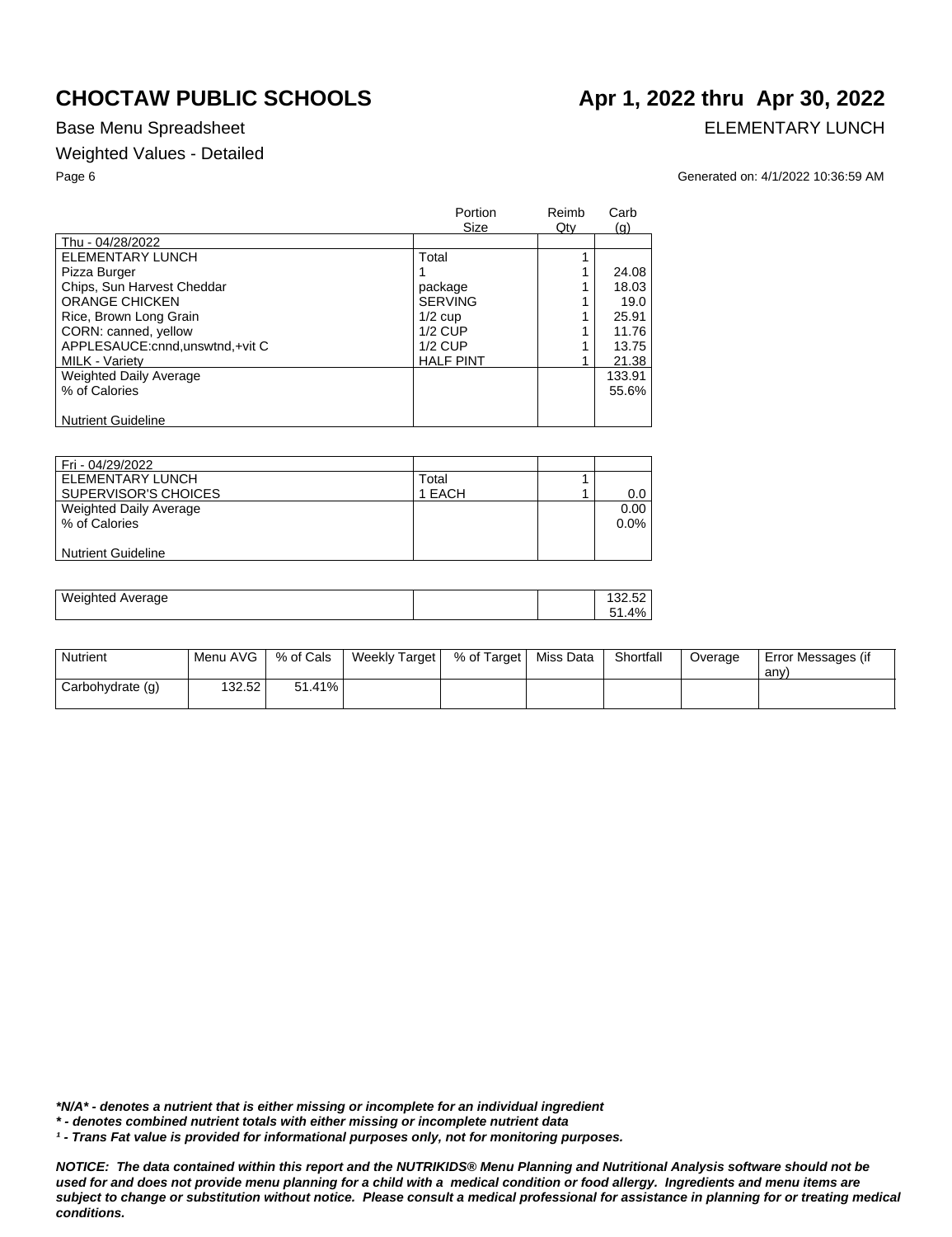# CHOCTAW PUBLIC SCHOOLS

## Apr 1, 2022 thru Apr 30, 2022

Base Menu Spreadsheet

ELEMENTARY LUNCH

Weighted Values - Detailed

Generated on: 4/1/2022 10:36:59 AM

| | Portion Size | Reimb Qty | Carb (g) |
|---|---|---|---|
| Thu - 04/28/2022 | | | |
| ELEMENTARY LUNCH | Total | 1 | |
| Pizza Burger | 1 | 1 | 24.08 |
| Chips, Sun Harvest Cheddar | package | 1 | 18.03 |
| ORANGE CHICKEN | SERVING | 1 | 19.0 |
| Rice, Brown Long Grain | 1/2 cup | 1 | 25.91 |
| CORN: canned, yellow | 1/2 CUP | 1 | 11.76 |
| APPLESAUCE:cnnd,unswtnd,+vit C | 1/2 CUP | 1 | 13.75 |
| MILK - Variety | HALF PINT | 1 | 21.38 |
| Weighted Daily Average | | | 133.91 |
| % of Calories | | | 55.6% |
| Nutrient Guideline | | | |

| | | | |
|---|---|---|---|
| Fri - 04/29/2022 | | | |
| ELEMENTARY LUNCH | Total | 1 | |
| SUPERVISOR'S CHOICES | 1 EACH | 1 | 0.0 |
| Weighted Daily Average | | | 0.00 |
| % of Calories | | | 0.0% |
| Nutrient Guideline | | | |

| | | | |
|---|---|---|---|
| Weighted Average | | | 132.52<br>51.4% |

| Nutrient | Menu AVG | % of Cals | Weekly Target | % of Target | Miss Data | Shortfall | Overage | Error Messages (if any) |
|---|---|---|---|---|---|---|---|---|
| Carbohydrate (g) | 132.52 | 51.41% | | | | | | |

***N/A* - denotes a nutrient that is either missing or incomplete for an individual ingredient**

***\* - denotes combined nutrient totals with either missing or incomplete nutrient data***

***¹ - Trans Fat value is provided for informational purposes only, not for monitoring purposes.***

***NOTICE: The data contained within this report and the NUTRIKIDS® Menu Planning and Nutritional Analysis software should not be used for and does not provide menu planning for a child with a medical condition or food allergy. Ingredients and menu items are subject to change or substitution without notice. Please consult a medical professional for assistance in planning for or treating medical conditions.***